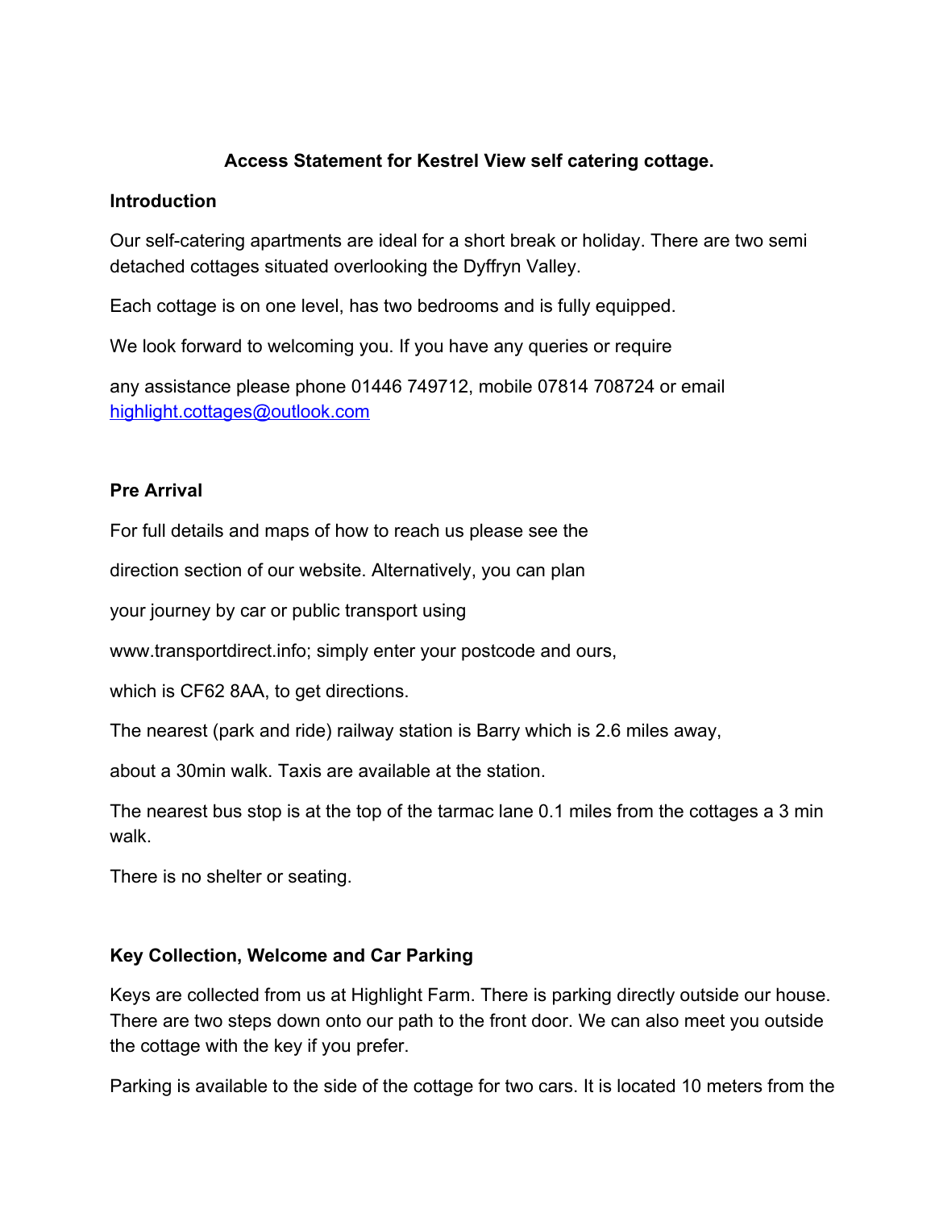# Access Statement for Kestrel View self catering cottage.

## Introduction

Our self-catering apartments are ideal for a short break or holiday. There are two semi detached cottages situated overlooking the Dyffryn Valley.

Each cottage is on one level, has two bedrooms and is fully equipped.

We look forward to welcoming you. If you have any queries or require

any assistance please phone 01446 749712, mobile 07814 708724 or email [highlight.cottages@outlook.com](mailto:highlight.cottages@outlook.com)

## Pre Arrival

For full details and maps of how to reach us please see the

direction section of our website. Alternatively, you can plan

your journey by car or public transport using

www.transportdirect.info; simply enter your postcode and ours,

which is CF62 8AA, to get directions.

The nearest (park and ride) railway station is Barry which is 2.6 miles away,

about a 30min walk. Taxis are available at the station.

The nearest bus stop is at the top of the tarmac lane 0.1 miles from the cottages a 3 min walk.

There is no shelter or seating.

## Key Collection, Welcome and Car Parking

Keys are collected from us at Highlight Farm. There is parking directly outside our house. There are two steps down onto our path to the front door. We can also meet you outside the cottage with the key if you prefer.

Parking is available to the side of the cottage for two cars. It is located 10 meters from the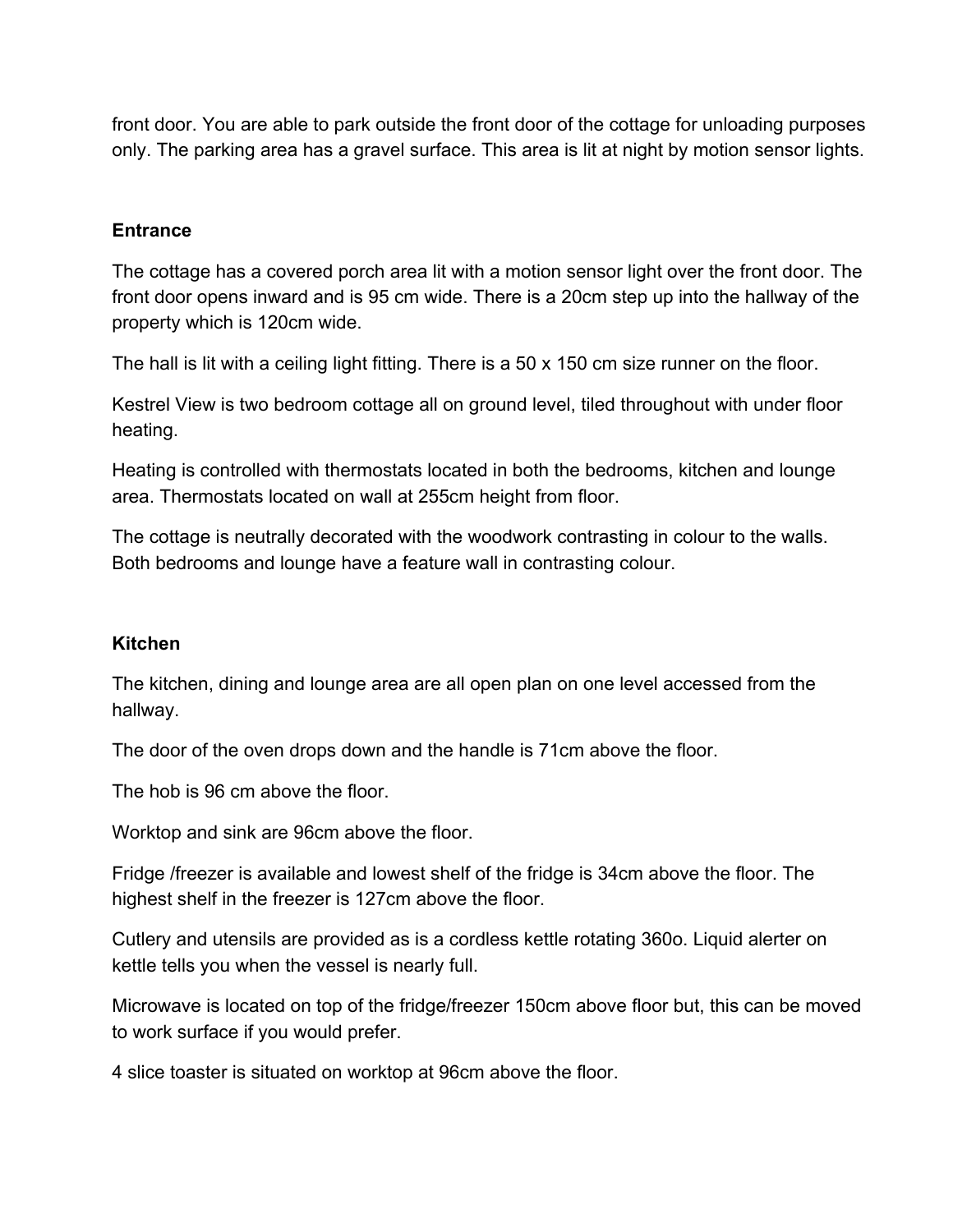front door. You are able to park outside the front door of the cottage for unloading purposes only. The parking area has a gravel surface. This area is lit at night by motion sensor lights.

**Entrance**

The cottage has a covered porch area lit with a motion sensor light over the front door. The front door opens inward and is 95 cm wide. There is a 20cm step up into the hallway of the property which is 120cm wide.

The hall is lit with a ceiling light fitting. There is a 50 x 150 cm size runner on the floor.

Kestrel View is two bedroom cottage all on ground level, tiled throughout with under floor heating.

Heating is controlled with thermostats located in both the bedrooms, kitchen and lounge area. Thermostats located on wall at 255cm height from floor.

The cottage is neutrally decorated with the woodwork contrasting in colour to the walls. Both bedrooms and lounge have a feature wall in contrasting colour.

**Kitchen**

The kitchen, dining and lounge area are all open plan on one level accessed from the hallway.

The door of the oven drops down and the handle is 71cm above the floor.

The hob is 96 cm above the floor.

Worktop and sink are 96cm above the floor.

Fridge /freezer is available and lowest shelf of the fridge is 34cm above the floor. The highest shelf in the freezer is 127cm above the floor.

Cutlery and utensils are provided as is a cordless kettle rotating 360o. Liquid alerter on kettle tells you when the vessel is nearly full.

Microwave is located on top of the fridge/freezer 150cm above floor but, this can be moved to work surface if you would prefer.

4 slice toaster is situated on worktop at 96cm above the floor.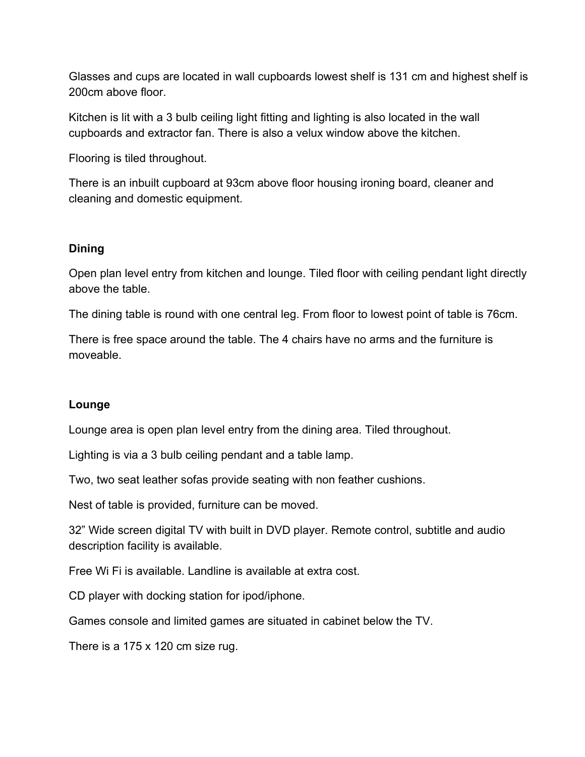Glasses and cups are located in wall cupboards lowest shelf is 131 cm and highest shelf is 200cm above floor.

Kitchen is lit with a 3 bulb ceiling light fitting and lighting is also located in the wall cupboards and extractor fan. There is also a velux window above the kitchen.

Flooring is tiled throughout.

There is an inbuilt cupboard at 93cm above floor housing ironing board, cleaner and cleaning and domestic equipment.

**Dining**

Open plan level entry from kitchen and lounge. Tiled floor with ceiling pendant light directly above the table.

The dining table is round with one central leg. From floor to lowest point of table is 76cm.

There is free space around the table. The 4 chairs have no arms and the furniture is moveable.

**Lounge**

Lounge area is open plan level entry from the dining area. Tiled throughout.

Lighting is via a 3 bulb ceiling pendant and a table lamp.

Two, two seat leather sofas provide seating with non feather cushions.

Nest of table is provided, furniture can be moved.

32” Wide screen digital TV with built in DVD player. Remote control, subtitle and audio description facility is available.

Free Wi Fi is available. Landline is available at extra cost.

CD player with docking station for ipod/iphone.

Games console and limited games are situated in cabinet below the TV.

There is a 175 x 120 cm size rug.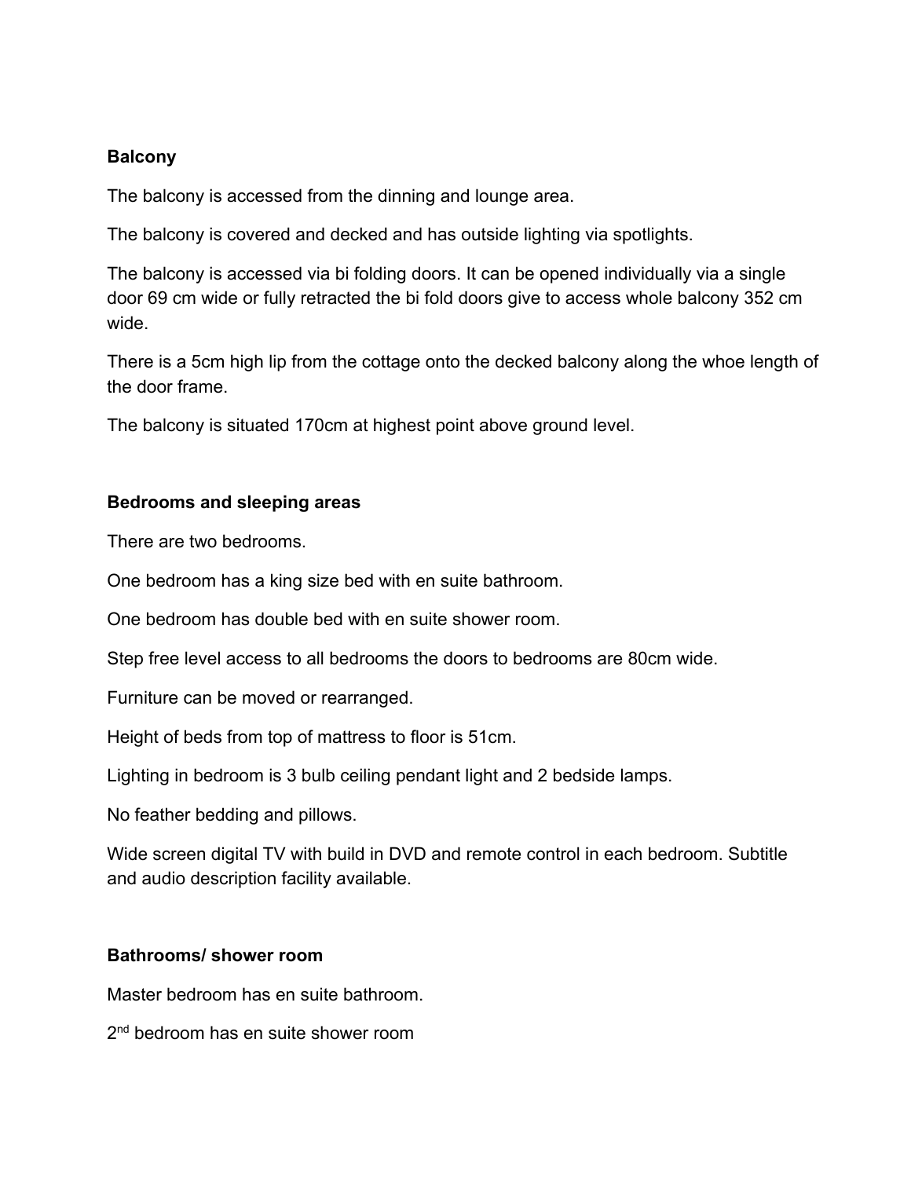**Balcony**

The balcony is accessed from the dinning and lounge area.

The balcony is covered and decked and has outside lighting via spotlights.

The balcony is accessed via bi folding doors. It can be opened individually via a single door 69 cm wide or fully retracted the bi fold doors give to access whole balcony 352 cm wide.

There is a 5cm high lip from the cottage onto the decked balcony along the whoe length of the door frame.

The balcony is situated 170cm at highest point above ground level.

**Bedrooms and sleeping areas**

There are two bedrooms.

One bedroom has a king size bed with en suite bathroom.

One bedroom has double bed with en suite shower room.

Step free level access to all bedrooms the doors to bedrooms are 80cm wide.

Furniture can be moved or rearranged.

Height of beds from top of mattress to floor is 51cm.

Lighting in bedroom is 3 bulb ceiling pendant light and 2 bedside lamps.

No feather bedding and pillows.

Wide screen digital TV with build in DVD and remote control in each bedroom. Subtitle and audio description facility available.

**Bathrooms/ shower room**

Master bedroom has en suite bathroom.

2nd bedroom has en suite shower room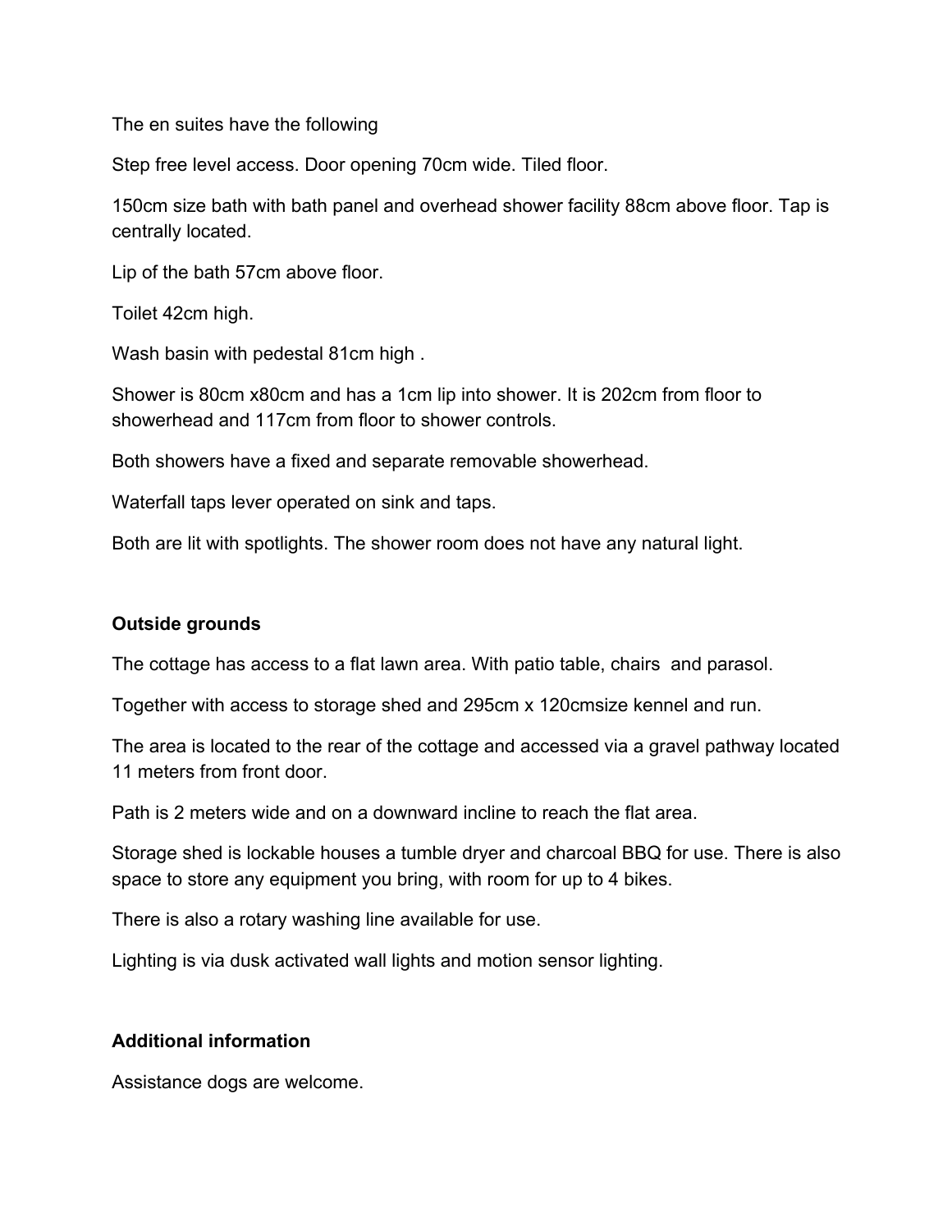The en suites have the following

Step free level access. Door opening 70cm wide. Tiled floor.

150cm size bath with bath panel and overhead shower facility 88cm above floor. Tap is centrally located.

Lip of the bath 57cm above floor.

Toilet 42cm high.

Wash basin with pedestal 81cm high .

Shower is 80cm x80cm and has a 1cm lip into shower. It is 202cm from floor to showerhead and 117cm from floor to shower controls.

Both showers have a fixed and separate removable showerhead.

Waterfall taps lever operated on sink and taps.

Both are lit with spotlights. The shower room does not have any natural light.

**Outside grounds**

The cottage has access to a flat lawn area. With patio table, chairs  and parasol.

Together with access to storage shed and 295cm x 120cmsize kennel and run.

The area is located to the rear of the cottage and accessed via a gravel pathway located 11 meters from front door.

Path is 2 meters wide and on a downward incline to reach the flat area.

Storage shed is lockable houses a tumble dryer and charcoal BBQ for use. There is also space to store any equipment you bring, with room for up to 4 bikes.

There is also a rotary washing line available for use.

Lighting is via dusk activated wall lights and motion sensor lighting.

**Additional information**

Assistance dogs are welcome.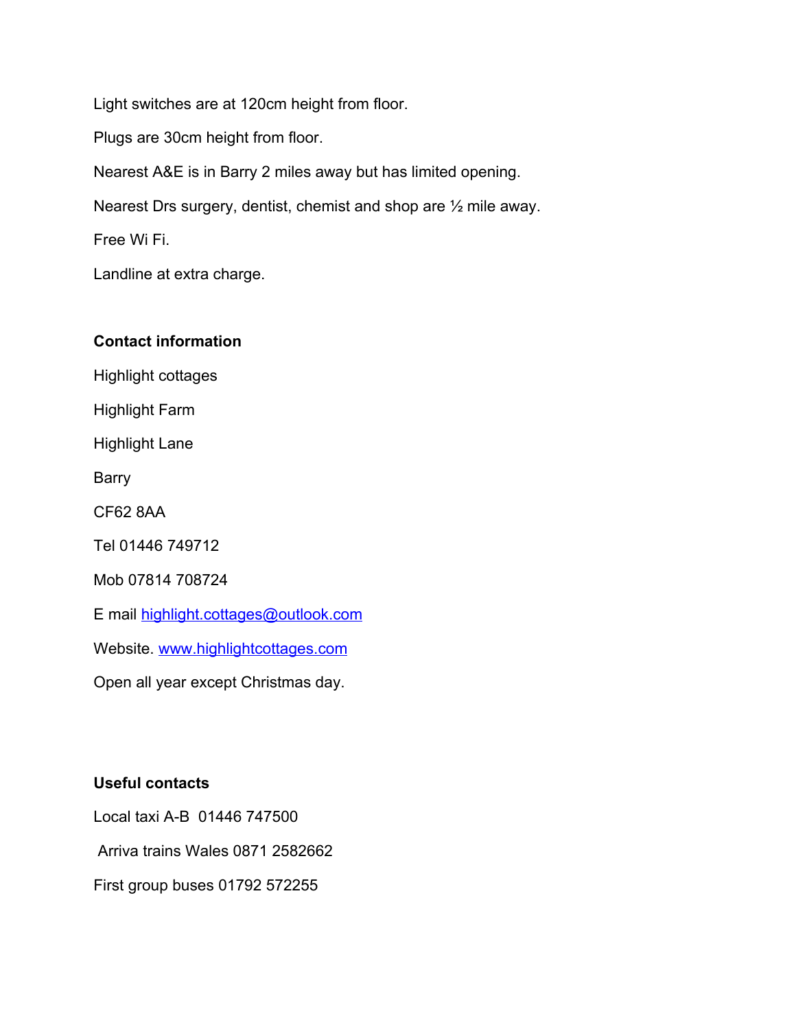Light switches are at 120cm height from floor.

Plugs are 30cm height from floor.

Nearest A&E is in Barry 2 miles away but has limited opening.

Nearest Drs surgery, dentist, chemist and shop are ½ mile away.

Free Wi Fi.

Landline at extra charge.

**Contact information**

Highlight cottages

Highlight Farm

Highlight Lane

Barry

CF62 8AA

Tel 01446 749712

Mob 07814 708724

E mail highlight.cottages@outlook.com

Website. www.highlightcottages.com

Open all year except Christmas day.

**Useful contacts**

Local taxi A-B 01446 747500

Arriva trains Wales 0871 2582662

First group buses 01792 572255